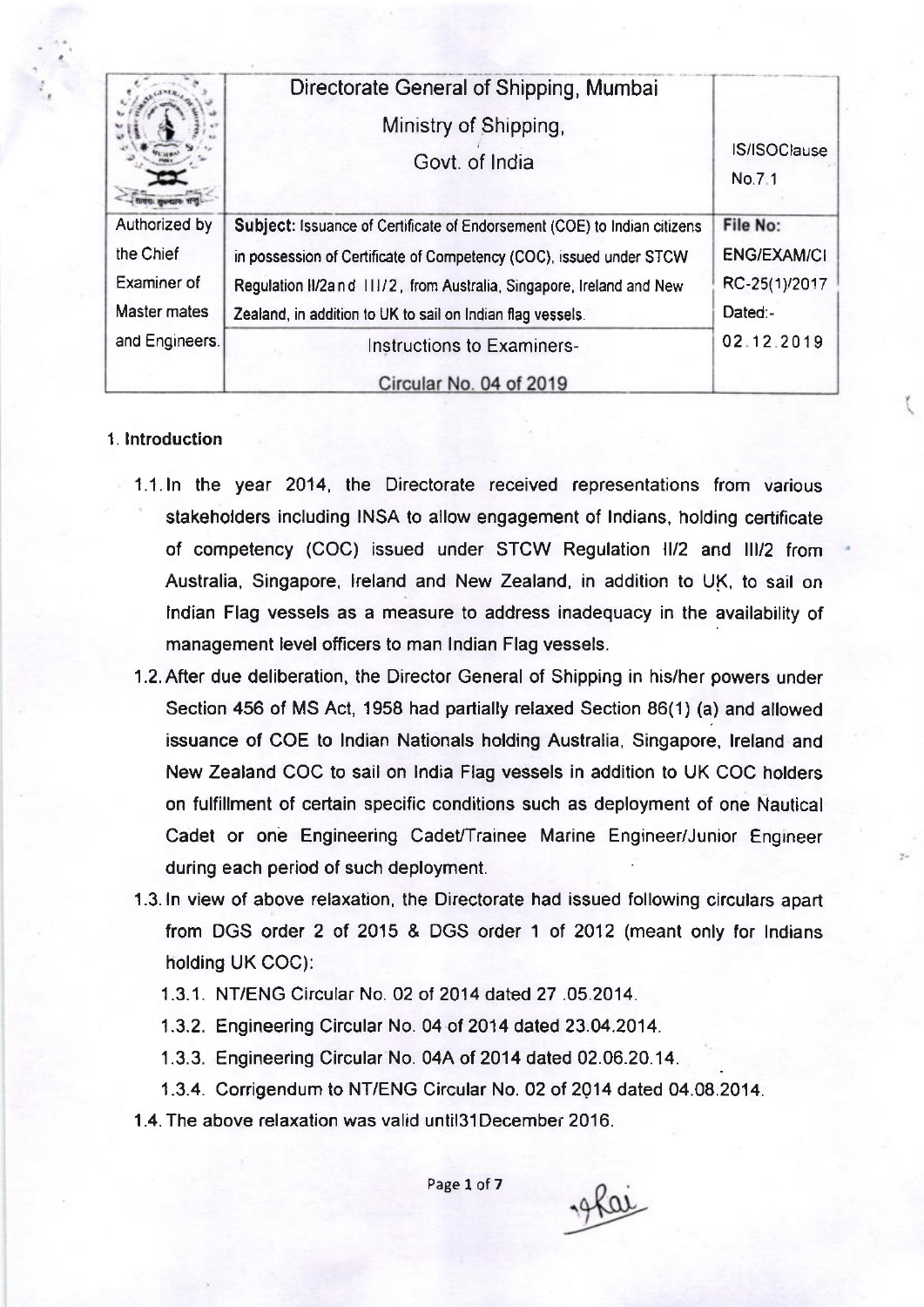| | Directorate General of Shipping, Mumbai<br>Ministry of Shipping,<br>Govt. of India | IS/ISOClause No.7.1 |
|---|---|---|
| Authorized by the Chief Examiner of Master mates and Engineers. | **Subject:** Issuance of Certificate of Endorsement (COE) to Indian citizens in possession of Certificate of Competency (COC), issued under STCW Regulation II/2and III/2, from Australia, Singapore, Ireland and New Zealand, in addition to UK to sail on Indian flag vessels. | **File No:** ENG/EXAM/CIRC-25(1)/2017 Dated:- 02.12.2019 |
| | Instructions to Examiners-<br>Circular No. 04 of 2019 | |

**1. Introduction**

1.1. In the year 2014, the Directorate received representations from various stakeholders including INSA to allow engagement of Indians, holding certificate of competency (COC) issued under STCW Regulation II/2 and III/2 from Australia, Singapore, Ireland and New Zealand, in addition to UK, to sail on Indian Flag vessels as a measure to address inadequacy in the availability of management level officers to man Indian Flag vessels.

1.2. After due deliberation, the Director General of Shipping in his/her powers under Section 456 of MS Act, 1958 had partially relaxed Section 86(1) (a) and allowed issuance of COE to Indian Nationals holding Australia, Singapore, Ireland and New Zealand COC to sail on India Flag vessels in addition to UK COC holders on fulfillment of certain specific conditions such as deployment of one Nautical Cadet or one Engineering Cadet/Trainee Marine Engineer/Junior Engineer during each period of such deployment.

1.3. In view of above relaxation, the Directorate had issued following circulars apart from DGS order 2 of 2015 & DGS order 1 of 2012 (meant only for Indians holding UK COC):

1.3.1. NT/ENG Circular No. 02 of 2014 dated 27 .05.2014.

1.3.2. Engineering Circular No. 04 of 2014 dated 23.04.2014.

1.3.3. Engineering Circular No. 04A of 2014 dated 02.06.20.14.

1.3.4. Corrigendum to NT/ENG Circular No. 02 of 2014 dated 04.08.2014.

1.4. The above relaxation was valid until31December 2016.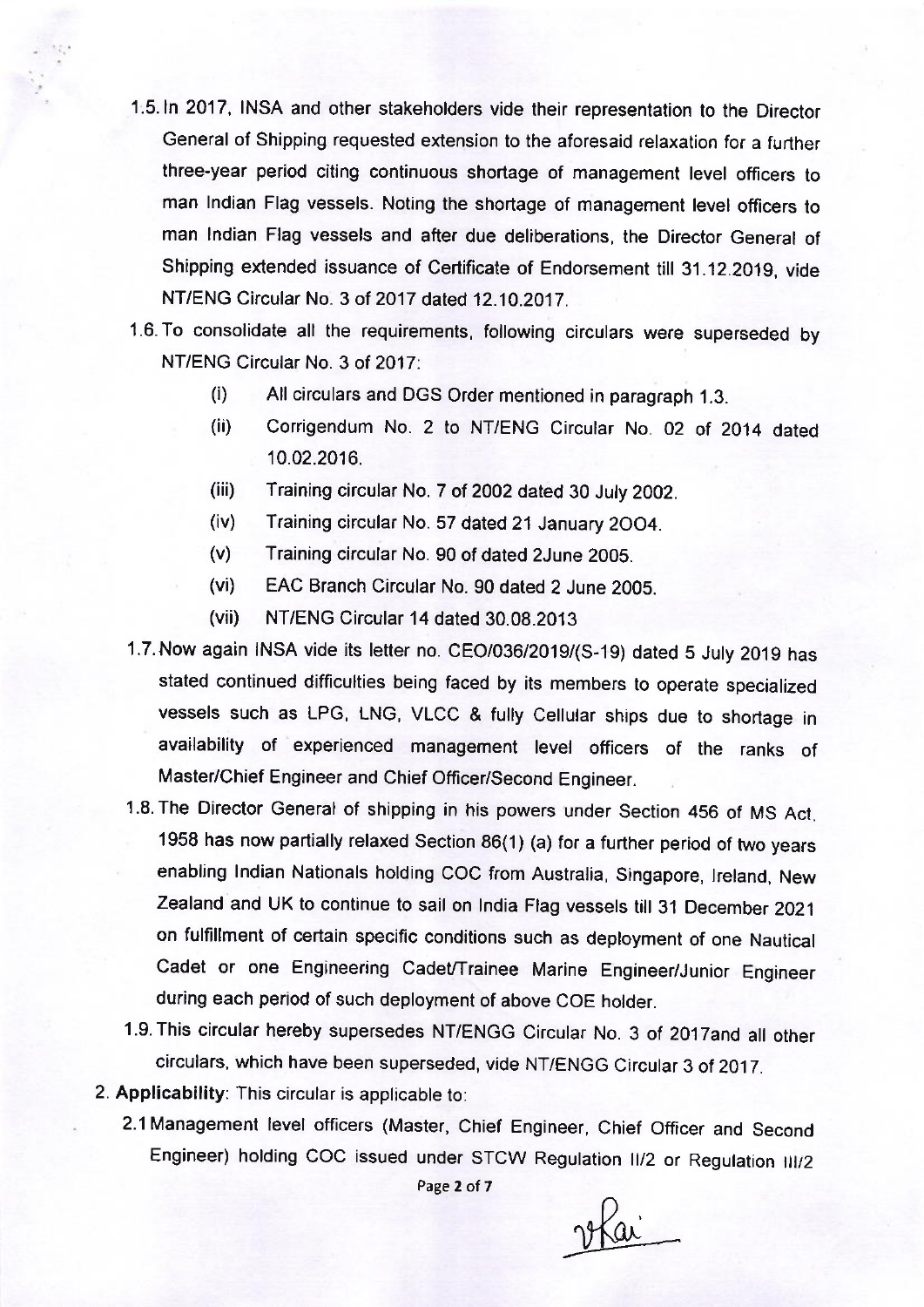1.5. In 2017, INSA and other stakeholders vide their representation to the Director General of Shipping requested extension to the aforesaid relaxation for a further three-year period citing continuous shortage of management level officers to man Indian Flag vessels. Noting the shortage of management level officers to man Indian Flag vessels and after due deliberations, the Director General of Shipping extended issuance of Certificate of Endorsement till 31.12.2019, vide NT/ENG Circular No. 3 of 2017 dated 12.10.2017.

1.6. To consolidate all the requirements, following circulars were superseded by NT/ENG Circular No. 3 of 2017:

   - (i) All circulars and DGS Order mentioned in paragraph 1.3.
   - (ii) Corrigendum No. 2 to NT/ENG Circular No. 02 of 2014 dated 10.02.2016.
   - (iii) Training circular No. 7 of 2002 dated 30 July 2002.
   - (iv) Training circular No. 57 dated 21 January 2OO4.
   - (v) Training circular No. 90 of dated 2June 2005.
   - (vi) EAC Branch Circular No. 90 dated 2 June 2005.
   - (vii) NT/ENG Circular 14 dated 30.08.2013

1.7. Now again INSA vide its letter no. CEO/036/2019/(S-19) dated 5 July 2019 has stated continued difficulties being faced by its members to operate specialized vessels such as LPG, LNG, VLCC & fully Cellular ships due to shortage in availability of experienced management level officers of the ranks of Master/Chief Engineer and Chief Officer/Second Engineer.

1.8. The Director General of shipping in his powers under Section 456 of MS Act, 1958 has now partially relaxed Section 86(1) (a) for a further period of two years enabling Indian Nationals holding COC from Australia, Singapore, Ireland, New Zealand and UK to continue to sail on India Flag vessels till 31 December 2021 on fulfillment of certain specific conditions such as deployment of one Nautical Cadet or one Engineering Cadet/Trainee Marine Engineer/Junior Engineer during each period of such deployment of above COE holder.

1.9. This circular hereby supersedes NT/ENGG Circular No. 3 of 2017and all other circulars, which have been superseded, vide NT/ENGG Circular 3 of 2017.

2. **Applicability**: This circular is applicable to:

   2.1 Management level officers (Master, Chief Engineer, Chief Officer and Second Engineer) holding COC issued under STCW Regulation II/2 or Regulation III/2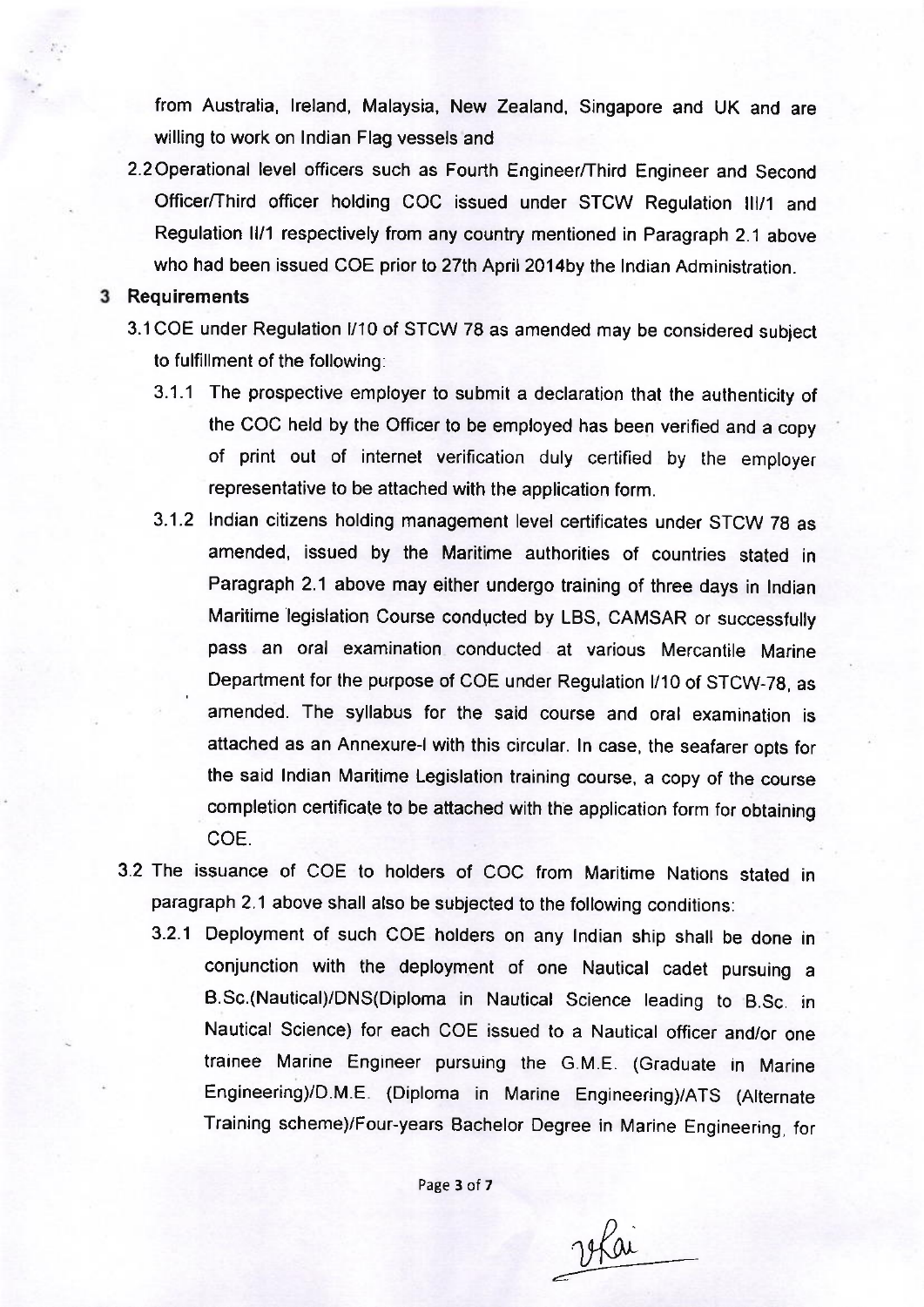from Australia, Ireland, Malaysia, New Zealand, Singapore and UK and are willing to work on Indian Flag vessels and

2.2 Operational level officers such as Fourth Engineer/Third Engineer and Second Officer/Third officer holding COC issued under STCW Regulation III/1 and Regulation II/1 respectively from any country mentioned in Paragraph 2.1 above who had been issued COE prior to 27th April 2014by the Indian Administration.

## 3 Requirements

3.1 COE under Regulation I/10 of STCW 78 as amended may be considered subject to fulfillment of the following:

3.1.1 The prospective employer to submit a declaration that the authenticity of the COC held by the Officer to be employed has been verified and a copy of print out of internet verification duly certified by the employer representative to be attached with the application form.

3.1.2 Indian citizens holding management level certificates under STCW 78 as amended, issued by the Maritime authorities of countries stated in Paragraph 2.1 above may either undergo training of three days in Indian Maritime legislation Course conducted by LBS, CAMSAR or successfully pass an oral examination conducted at various Mercantile Marine Department for the purpose of COE under Regulation I/10 of STCW-78, as amended. The syllabus for the said course and oral examination is attached as an Annexure-I with this circular. In case, the seafarer opts for the said Indian Maritime Legislation training course, a copy of the course completion certificate to be attached with the application form for obtaining COE.

3.2 The issuance of COE to holders of COC from Maritime Nations stated in paragraph 2.1 above shall also be subjected to the following conditions:

3.2.1 Deployment of such COE holders on any Indian ship shall be done in conjunction with the deployment of one Nautical cadet pursuing a B.Sc.(Nautical)/DNS(Diploma in Nautical Science leading to B.Sc. in Nautical Science) for each COE issued to a Nautical officer and/or one trainee Marine Engineer pursuing the G.M.E. (Graduate in Marine Engineering)/D.M.E. (Diploma in Marine Engineering)/ATS (Alternate Training scheme)/Four-years Bachelor Degree in Marine Engineering, for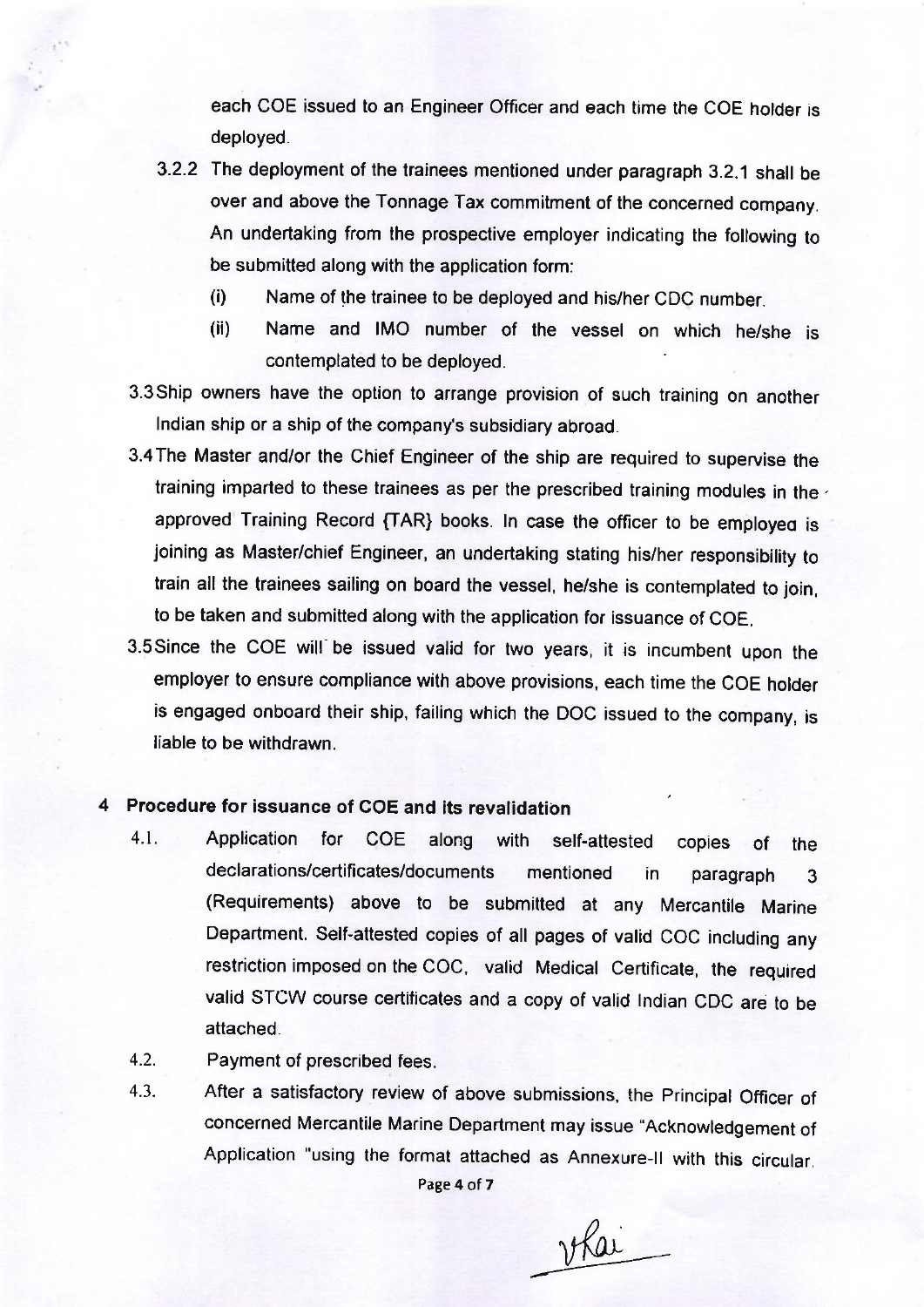each COE issued to an Engineer Officer and each time the COE holder is deployed.

3.2.2 The deployment of the trainees mentioned under paragraph 3.2.1 shall be over and above the Tonnage Tax commitment of the concerned company. An undertaking from the prospective employer indicating the following to be submitted along with the application form:

(i) Name of the trainee to be deployed and his/her CDC number.

(ii) Name and IMO number of the vessel on which he/she is contemplated to be deployed.

3.3 Ship owners have the option to arrange provision of such training on another Indian ship or a ship of the company's subsidiary abroad.

3.4 The Master and/or the Chief Engineer of the ship are required to supervise the training imparted to these trainees as per the prescribed training modules in the approved Training Record {TAR} books. In case the officer to be employed is joining as Master/chief Engineer, an undertaking stating his/her responsibility to train all the trainees sailing on board the vessel, he/she is contemplated to join, to be taken and submitted along with the application for issuance of COE.

3.5 Since the COE will be issued valid for two years, it is incumbent upon the employer to ensure compliance with above provisions, each time the COE holder is engaged onboard their ship, failing which the DOC issued to the company, is liable to be withdrawn.

## 4 Procedure for issuance of COE and its revalidation

4.1. Application for COE along with self-attested copies of the declarations/certificates/documents mentioned in paragraph 3 (Requirements) above to be submitted at any Mercantile Marine Department. Self-attested copies of all pages of valid COC including any restriction imposed on the COC, valid Medical Certificate, the required valid STCW course certificates and a copy of valid Indian CDC are to be attached.

4.2. Payment of prescribed fees.

4.3. After a satisfactory review of above submissions, the Principal Officer of concerned Mercantile Marine Department may issue "Acknowledgement of Application "using the format attached as Annexure-II with this circular.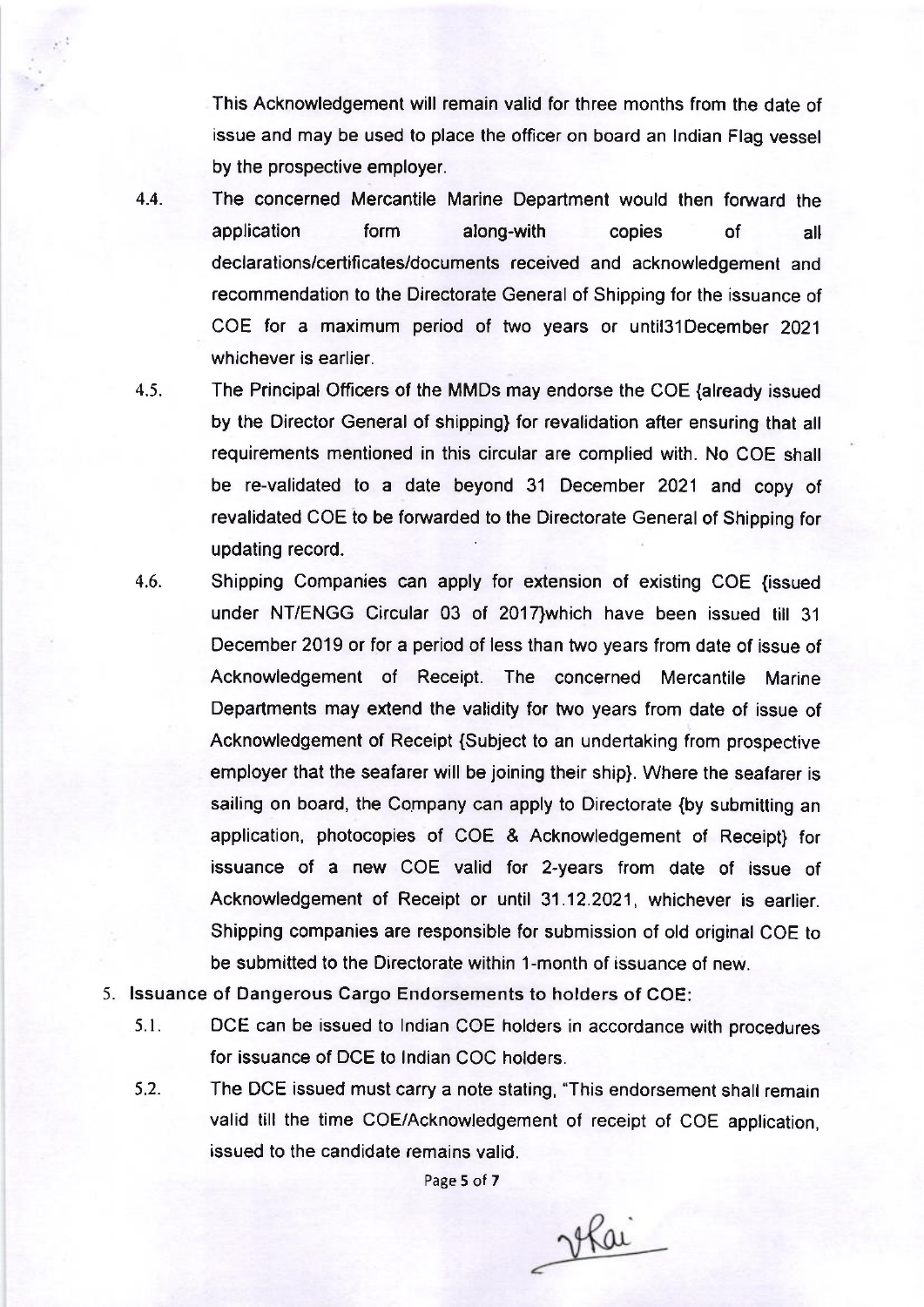This Acknowledgement will remain valid for three months from the date of issue and may be used to place the officer on board an Indian Flag vessel by the prospective employer.

4.4. The concerned Mercantile Marine Department would then forward the application form along-with copies of all declarations/certificates/documents received and acknowledgement and recommendation to the Directorate General of Shipping for the issuance of COE for a maximum period of two years or until31December 2021 whichever is earlier.

4.5. The Principal Officers of the MMDs may endorse the COE {already issued by the Director General of shipping} for revalidation after ensuring that all requirements mentioned in this circular are complied with. No COE shall be re-validated to a date beyond 31 December 2021 and copy of revalidated COE to be forwarded to the Directorate General of Shipping for updating record.

4.6. Shipping Companies can apply for extension of existing COE {issued under NT/ENGG Circular 03 of 2017}which have been issued till 31 December 2019 or for a period of less than two years from date of issue of Acknowledgement of Receipt. The concerned Mercantile Marine Departments may extend the validity for two years from date of issue of Acknowledgement of Receipt {Subject to an undertaking from prospective employer that the seafarer will be joining their ship}. Where the seafarer is sailing on board, the Company can apply to Directorate {by submitting an application, photocopies of COE & Acknowledgement of Receipt} for issuance of a new COE valid for 2-years from date of issue of Acknowledgement of Receipt or until 31.12.2021, whichever is earlier. Shipping companies are responsible for submission of old original COE to be submitted to the Directorate within 1-month of issuance of new.

5. **Issuance of Dangerous Cargo Endorsements to holders of COE:**

5.1. DCE can be issued to Indian COE holders in accordance with procedures for issuance of DCE to Indian COC holders.

5.2. The DCE issued must carry a note stating, "This endorsement shall remain valid till the time COE/Acknowledgement of receipt of COE application, issued to the candidate remains valid.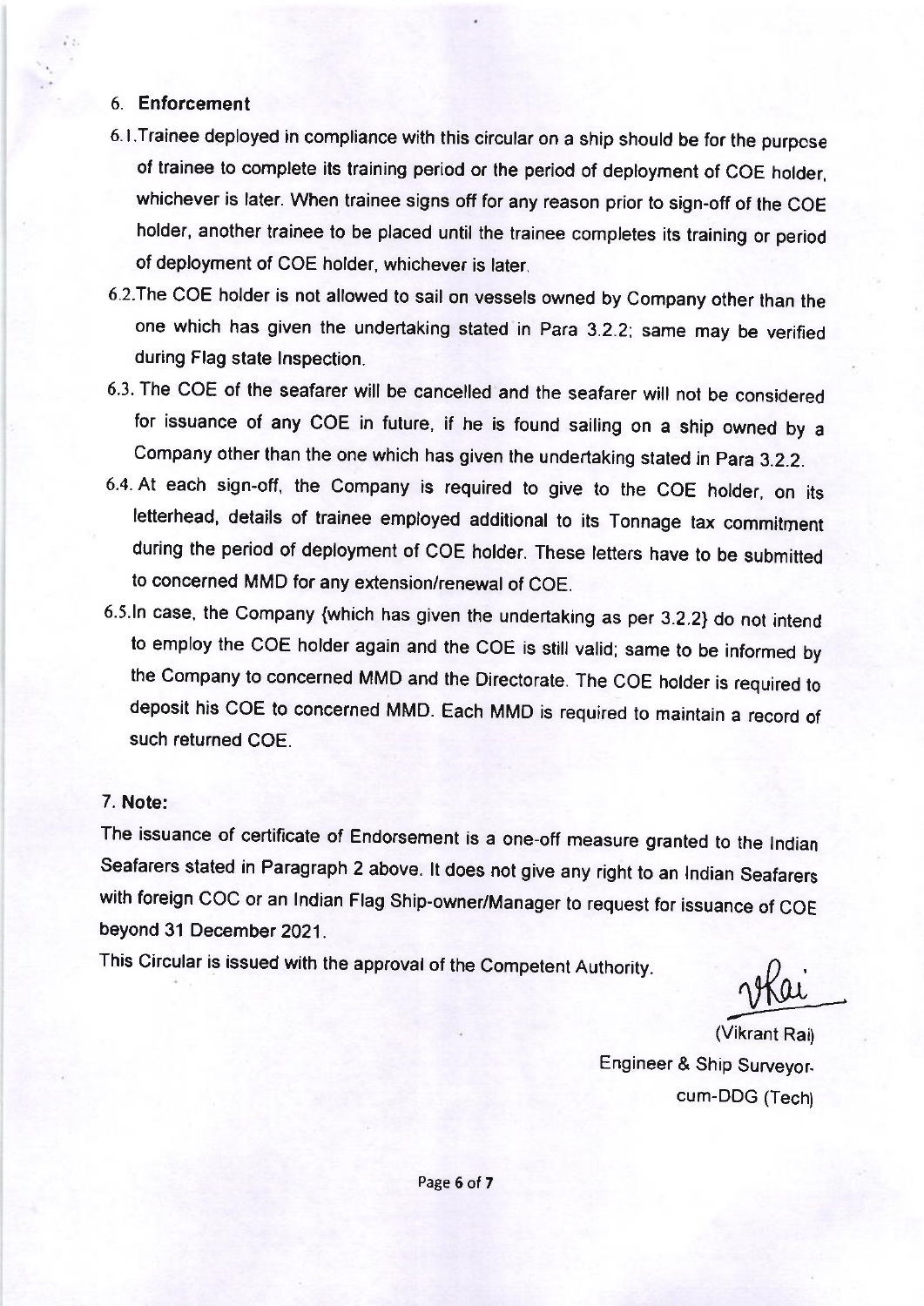## 6. Enforcement

6.1. Trainee deployed in compliance with this circular on a ship should be for the purpose of trainee to complete its training period or the period of deployment of COE holder, whichever is later. When trainee signs off for any reason prior to sign-off of the COE holder, another trainee to be placed until the trainee completes its training or period of deployment of COE holder, whichever is later.

6.2. The COE holder is not allowed to sail on vessels owned by Company other than the one which has given the undertaking stated in Para 3.2.2; same may be verified during Flag state Inspection.

6.3. The COE of the seafarer will be cancelled and the seafarer will not be considered for issuance of any COE in future, if he is found sailing on a ship owned by a Company other than the one which has given the undertaking stated in Para 3.2.2.

6.4. At each sign-off, the Company is required to give to the COE holder, on its letterhead, details of trainee employed additional to its Tonnage tax commitment during the period of deployment of COE holder. These letters have to be submitted to concerned MMD for any extension/renewal of COE.

6.5. In case, the Company {which has given the undertaking as per 3.2.2} do not intend to employ the COE holder again and the COE is still valid; same to be informed by the Company to concerned MMD and the Directorate. The COE holder is required to deposit his COE to concerned MMD. Each MMD is required to maintain a record of such returned COE.

## 7. Note:

The issuance of certificate of Endorsement is a one-off measure granted to the Indian Seafarers stated in Paragraph 2 above. It does not give any right to an Indian Seafarers with foreign COC or an Indian Flag Ship-owner/Manager to request for issuance of COE beyond 31 December 2021.

This Circular is issued with the approval of the Competent Authority.

(Vikrant Rai)
Engineer & Ship Surveyor-cum-DDG (Tech)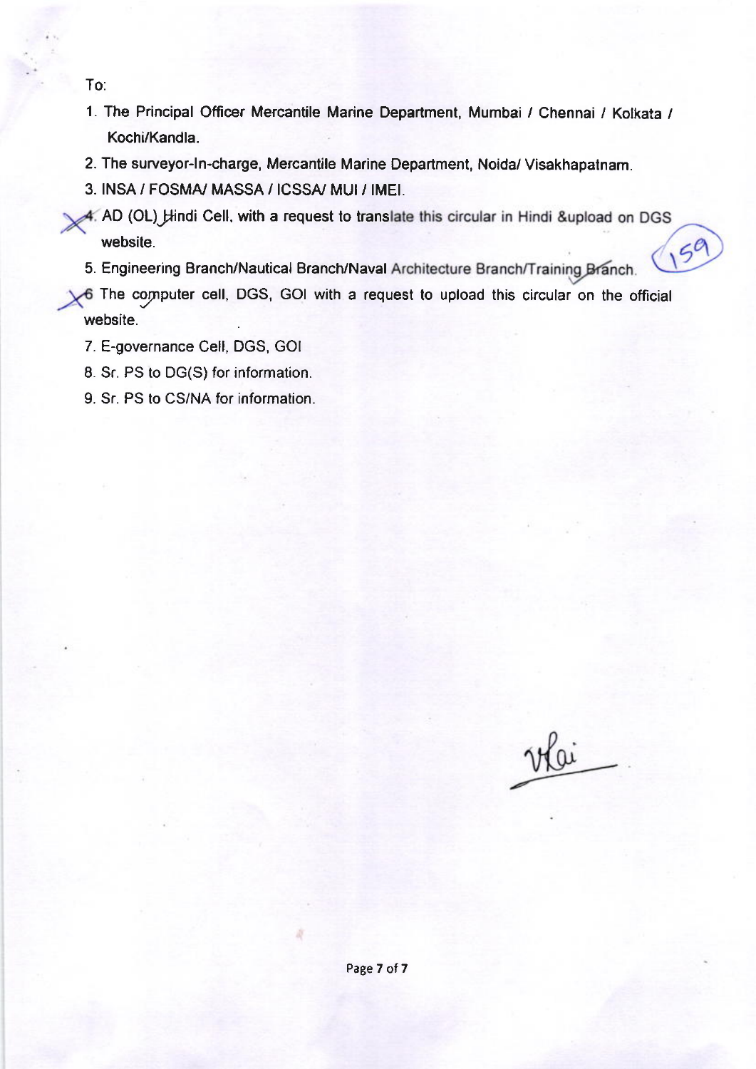To:

1. The Principal Officer Mercantile Marine Department, Mumbai / Chennai / Kolkata / Kochi/Kandla.
2. The surveyor-In-charge, Mercantile Marine Department, Noida/ Visakhapatnam.
3. INSA / FOSMA/ MASSA / ICSSA/ MUI / IMEI.
4. AD (OL) Hindi Cell, with a request to translate this circular in Hindi &upload on DGS website.
5. Engineering Branch/Nautical Branch/Naval Architecture Branch/Training Branch.
6. The computer cell, DGS, GOI with a request to upload this circular on the official website.
7. E-governance Cell, DGS, GOI
8. Sr. PS to DG(S) for information.
9. Sr. PS to CS/NA for information.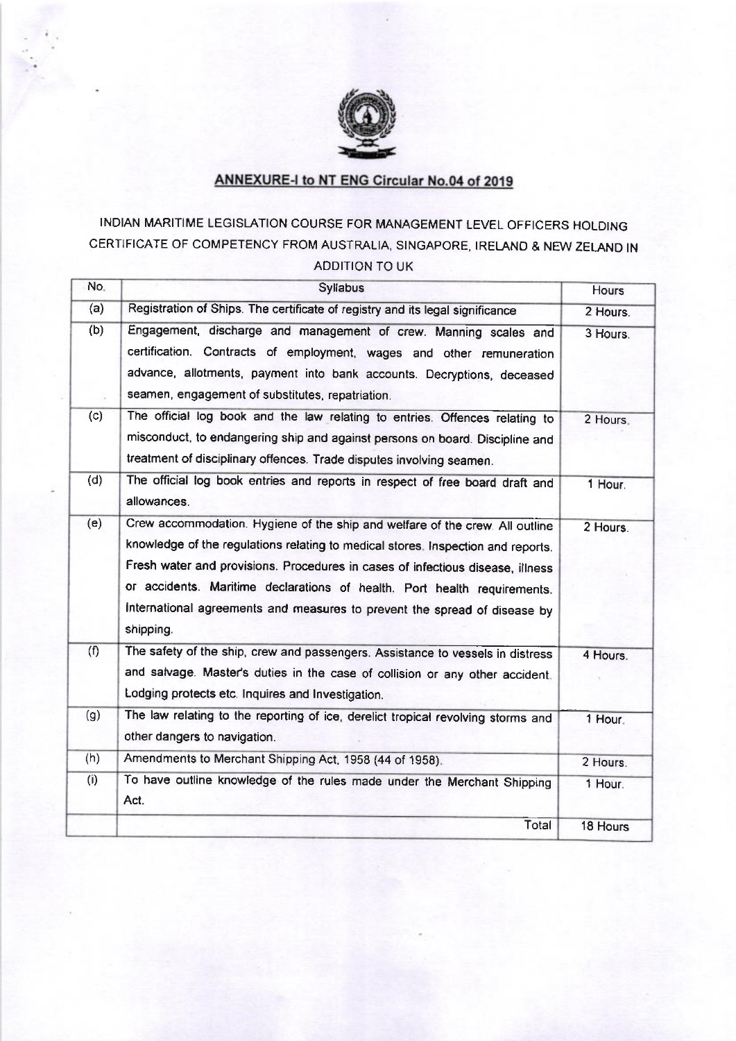## ANNEXURE-I to NT ENG Circular No.04 of 2019

INDIAN MARITIME LEGISLATION COURSE FOR MANAGEMENT LEVEL OFFICERS HOLDING CERTIFICATE OF COMPETENCY FROM AUSTRALIA, SINGAPORE, IRELAND & NEW ZELAND IN ADDITION TO UK

| No. | Syllabus | Hours |
|---|---|---|
| (a) | Registration of Ships. The certificate of registry and its legal significance | 2 Hours. |
| (b) | Engagement, discharge and management of crew. Manning scales and certification. Contracts of employment, wages and other remuneration advance, allotments, payment into bank accounts. Decryptions, deceased seamen, engagement of substitutes, repatriation. | 3 Hours. |
| (c) | The official log book and the law relating to entries. Offences relating to misconduct, to endangering ship and against persons on board. Discipline and treatment of disciplinary offences. Trade disputes involving seamen. | 2 Hours. |
| (d) | The official log book entries and reports in respect of free board draft and allowances. | 1 Hour. |
| (e) | Crew accommodation. Hygiene of the ship and welfare of the crew. All outline knowledge of the regulations relating to medical stores. Inspection and reports. Fresh water and provisions. Procedures in cases of infectious disease, illness or accidents. Maritime declarations of health. Port health requirements. International agreements and measures to prevent the spread of disease by shipping. | 2 Hours. |
| (f) | The safety of the ship, crew and passengers. Assistance to vessels in distress and salvage. Master's duties in the case of collision or any other accident. Lodging protects etc. Inquires and Investigation. | 4 Hours. |
| (g) | The law relating to the reporting of ice, derelict tropical revolving storms and other dangers to navigation. | 1 Hour. |
| (h) | Amendments to Merchant Shipping Act, 1958 (44 of 1958). | 2 Hours. |
| (i) | To have outline knowledge of the rules made under the Merchant Shipping Act. | 1 Hour. |
| | Total | 18 Hours |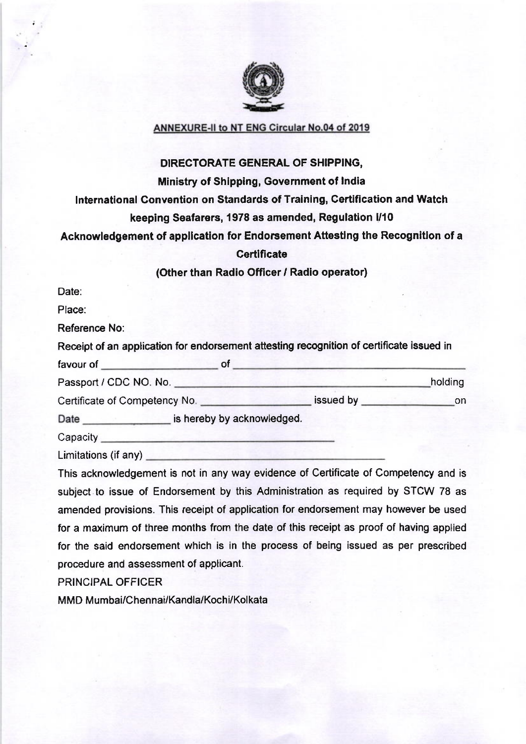**ANNEXURE-II to NT ENG Circular No.04 of 2019**

**DIRECTORATE GENERAL OF SHIPPING,**

**Ministry of Shipping, Government of India**

**International Convention on Standards of Training, Certification and Watch keeping Seafarers, 1978 as amended, Regulation I/10**

**Acknowledgement of application for Endorsement Attesting the Recognition of a Certificate**

**(Other than Radio Officer / Radio operator)**

Date:

Place:

Reference No:

Receipt of an application for endorsement attesting recognition of certificate issued in favour of ____________________ of ________________________________________

Passport / CDC NO. No. ______________________________________________holding

Certificate of Competency No. __________________ issued by ________________on

Date ______________ is hereby by acknowledged.

Capacity ________________________________________

Limitations (if any) ________________________________________

This acknowledgement is not in any way evidence of Certificate of Competency and is subject to issue of Endorsement by this Administration as required by STCW 78 as amended provisions. This receipt of application for endorsement may however be used for a maximum of three months from the date of this receipt as proof of having applied for the said endorsement which is in the process of being issued as per prescribed procedure and assessment of applicant.

PRINCIPAL OFFICER

MMD Mumbai/Chennai/Kandla/Kochi/Kolkata